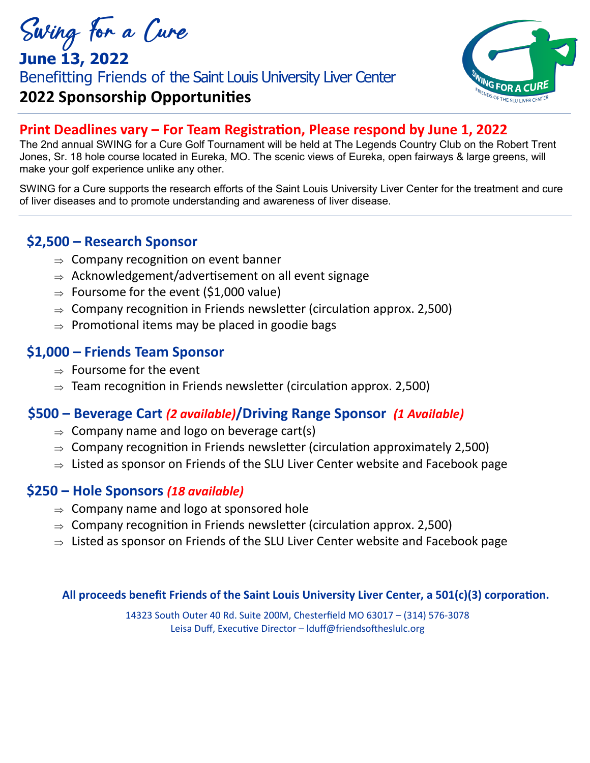# Swing for a Cure

## June 13, 2022

Benefitting Friends of the Saint Louis University Liver Center

## 2022 Sponsorship Opportunities

**Print Deadlines vary – For Team Registration, Please respond by June 1, 2022**

The 2nd annual SWING for a Cure Golf Tournament will be held at The Legends Country Club on the Robert Trent Jones, Sr. 18 hole course located in Eureka, MO. The scenic views of Eureka, open fairways & large greens, will make your golf experience unlike any other.

SWING for a Cure supports the research efforts of the Saint Louis University Liver Center for the treatment and cure of liver diseases and to promote understanding and awareness of liver disease.

### $2,500 – Research Sponsor

- ⇒ Company recognition on event banner
- ⇒ Acknowledgement/advertisement on all event signage
- ⇒ Foursome for the event ($1,000 value)
- ⇒ Company recognition in Friends newsletter (circulation approx. 2,500)
- ⇒ Promotional items may be placed in goodie bags

### $1,000 – Friends Team Sponsor

- ⇒ Foursome for the event
- ⇒ Team recognition in Friends newsletter (circulation approx. 2,500)

### $500 – Beverage Cart *(2 available)*/Driving Range Sponsor *(1 Available)*

- ⇒ Company name and logo on beverage cart(s)
- ⇒ Company recognition in Friends newsletter (circulation approximately 2,500)
- ⇒ Listed as sponsor on Friends of the SLU Liver Center website and Facebook page

### $250 – Hole Sponsors *(18 available)*

- ⇒ Company name and logo at sponsored hole
- ⇒ Company recognition in Friends newsletter (circulation approx. 2,500)
- ⇒ Listed as sponsor on Friends of the SLU Liver Center website and Facebook page

**All proceeds benefit Friends of the Saint Louis University Liver Center, a 501(c)(3) corporation.**

14323 South Outer 40 Rd. Suite 200M, Chesterfield MO 63017 – (314) 576-3078
Leisa Duff, Executive Director – lduff@friendsoftheslulc.org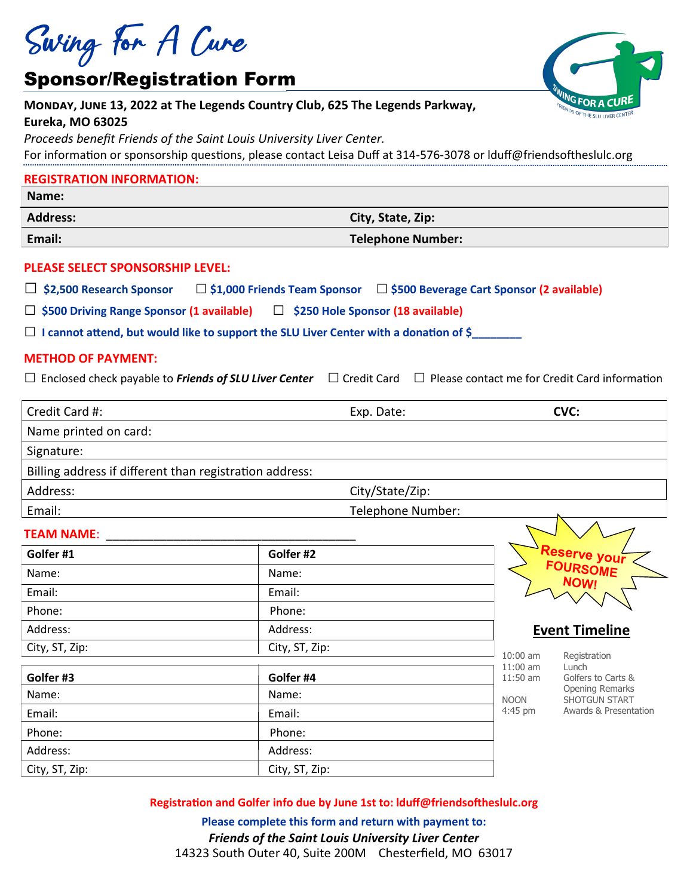# Swing for A Cure

## Sponsor/Registration Form

**Monday, June 13, 2022 at The Legends Country Club, 625 The Legends Parkway, Eureka, MO 63025**

*Proceeds benefit Friends of the Saint Louis University Liver Center.*

For information or sponsorship questions, please contact Leisa Duff at 314-576-3078 or lduff@friendsoftheslulc.org

**REGISTRATION INFORMATION:**

| | |
|---|---|
| **Name:** | |
| **Address:** | **City, State, Zip:** |
| **Email:** | **Telephone Number:** |

**PLEASE SELECT SPONSORSHIP LEVEL:**

☐ **$2,500 Research Sponsor** ☐ **$1,000 Friends Team Sponsor** ☐ **$500 Beverage Cart Sponsor (2 available)**

☐ **$500 Driving Range Sponsor (1 available)** ☐ **$250 Hole Sponsor (18 available)**

☐ **I cannot attend, but would like to support the SLU Liver Center with a donation of $________**

**METHOD OF PAYMENT:**

☐ Enclosed check payable to ***Friends of SLU Liver Center*** ☐ Credit Card ☐ Please contact me for Credit Card information

| | | |
|---|---|---|
| Credit Card #: | Exp. Date: | **CVC:** |
| Name printed on card: | | |
| Signature: | | |
| Billing address if different than registration address: | | |
| Address: | City/State/Zip: | |
| Email: | Telephone Number: | |

**TEAM NAME**: ______________________________________

| **Golfer #1** | **Golfer #2** |
|---|---|
| Name: | Name: |
| Email: | Email: |
| Phone: | Phone: |
| Address: | Address: |
| City, ST, Zip: | City, ST, Zip: |

| **Golfer #3** | **Golfer #4** |
|---|---|
| Name: | Name: |
| Email: | Email: |
| Phone: | Phone: |
| Address: | Address: |
| City, ST, Zip: | City, ST, Zip: |

Reserve your FOURSOME NOW!

**Event Timeline**

| | |
|---|---|
| 10:00 am | Registration |
| 11:00 am | Lunch |
| 11:50 am | Golfers to Carts & Opening Remarks |
| NOON | SHOTGUN START |
| 4:45 pm | Awards & Presentation |

**Registration and Golfer info due by June 1st to: lduff@friendsoftheslulc.org**

**Please complete this form and return with payment to:**

***Friends of the Saint Louis University Liver Center***

14323 South Outer 40, Suite 200M Chesterfield, MO 63017